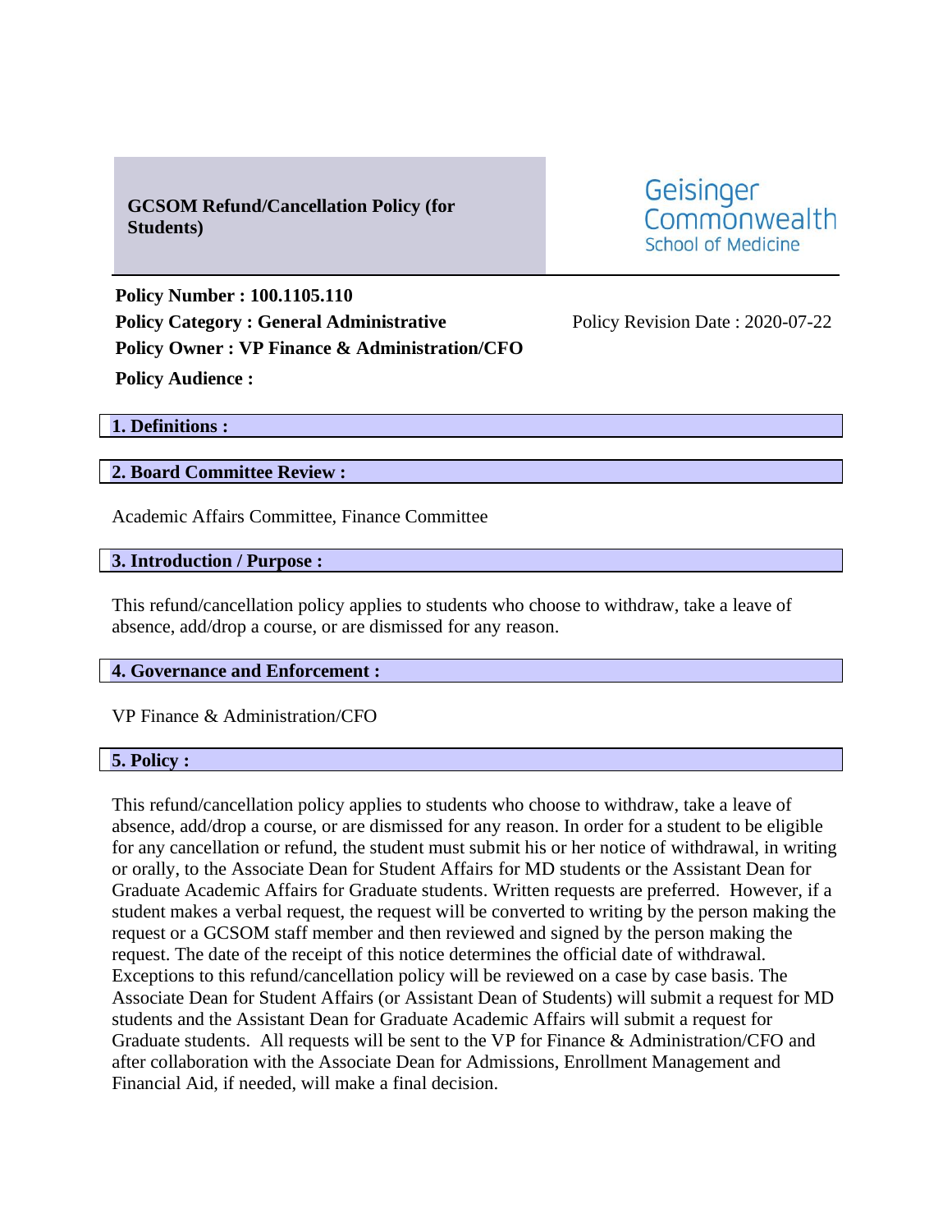# GCSOM Refund/Cancellation Policy (for Students)

Geisinger Commonwealth School of Medicine

**Policy Number : 100.1105.110**

**Policy Category : General Administrative**

Policy Revision Date : 2020-07-22

**Policy Owner : VP Finance & Administration/CFO**

**Policy Audience :**

## 1. Definitions :

## 2. Board Committee Review :

Academic Affairs Committee, Finance Committee

## 3. Introduction / Purpose :

This refund/cancellation policy applies to students who choose to withdraw, take a leave of absence, add/drop a course, or are dismissed for any reason.

## 4. Governance and Enforcement :

VP Finance & Administration/CFO

## 5. Policy :

This refund/cancellation policy applies to students who choose to withdraw, take a leave of absence, add/drop a course, or are dismissed for any reason. In order for a student to be eligible for any cancellation or refund, the student must submit his or her notice of withdrawal, in writing or orally, to the Associate Dean for Student Affairs for MD students or the Assistant Dean for Graduate Academic Affairs for Graduate students. Written requests are preferred. However, if a student makes a verbal request, the request will be converted to writing by the person making the request or a GCSOM staff member and then reviewed and signed by the person making the request. The date of the receipt of this notice determines the official date of withdrawal. Exceptions to this refund/cancellation policy will be reviewed on a case by case basis. The Associate Dean for Student Affairs (or Assistant Dean of Students) will submit a request for MD students and the Assistant Dean for Graduate Academic Affairs will submit a request for Graduate students. All requests will be sent to the VP for Finance & Administration/CFO and after collaboration with the Associate Dean for Admissions, Enrollment Management and Financial Aid, if needed, will make a final decision.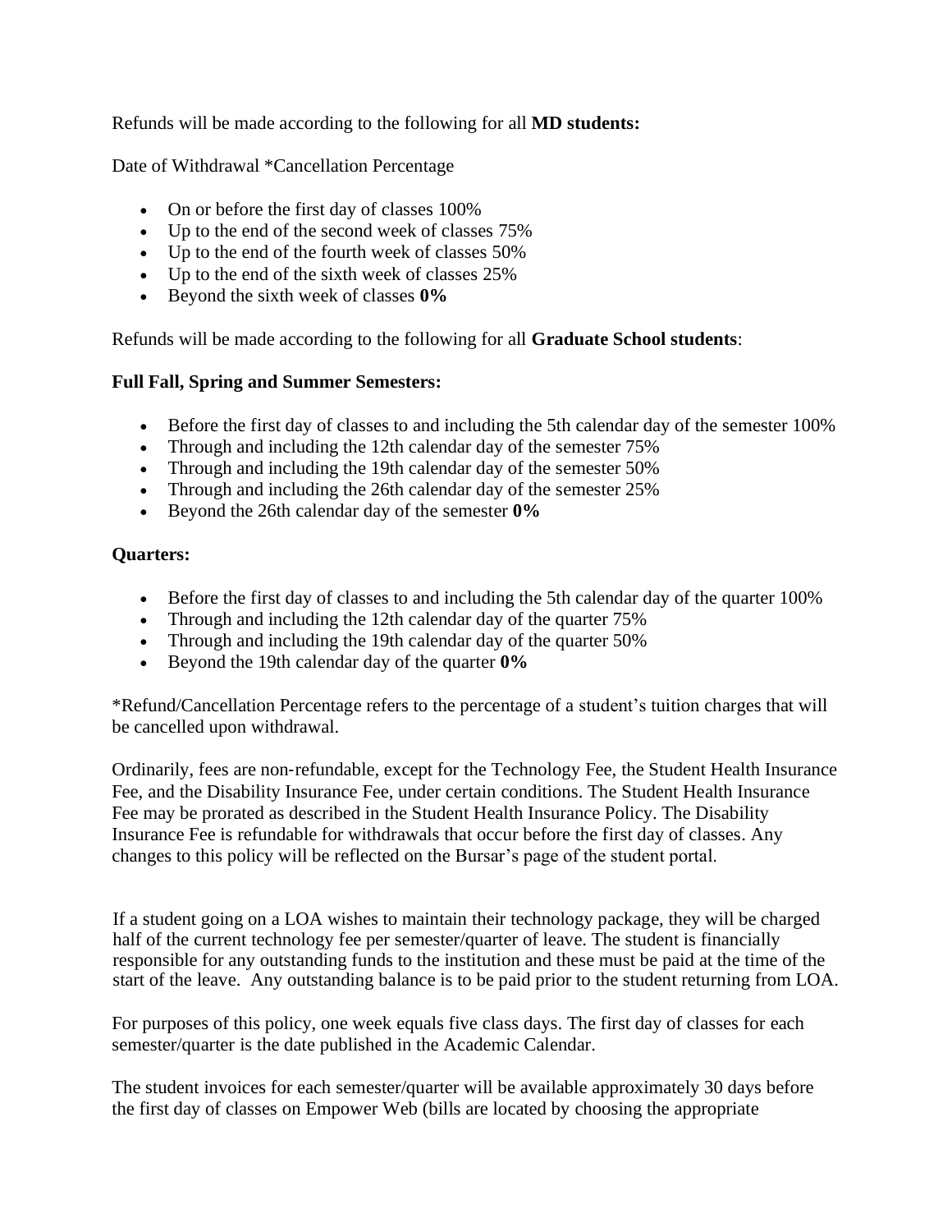Refunds will be made according to the following for all **MD students:**

Date of Withdrawal *Cancellation Percentage

- On or before the first day of classes 100%
- Up to the end of the second week of classes 75%
- Up to the end of the fourth week of classes 50%
- Up to the end of the sixth week of classes 25%
- Beyond the sixth week of classes **0%**

Refunds will be made according to the following for all **Graduate School students**:

**Full Fall, Spring and Summer Semesters:**

- Before the first day of classes to and including the 5th calendar day of the semester 100%
- Through and including the 12th calendar day of the semester 75%
- Through and including the 19th calendar day of the semester 50%
- Through and including the 26th calendar day of the semester 25%
- Beyond the 26th calendar day of the semester **0%**

**Quarters:**

- Before the first day of classes to and including the 5th calendar day of the quarter 100%
- Through and including the 12th calendar day of the quarter 75%
- Through and including the 19th calendar day of the quarter 50%
- Beyond the 19th calendar day of the quarter **0%**

*Refund/Cancellation Percentage refers to the percentage of a student's tuition charges that will be cancelled upon withdrawal.

Ordinarily, fees are non-refundable, except for the Technology Fee, the Student Health Insurance Fee, and the Disability Insurance Fee, under certain conditions. The Student Health Insurance Fee may be prorated as described in the Student Health Insurance Policy. The Disability Insurance Fee is refundable for withdrawals that occur before the first day of classes. Any changes to this policy will be reflected on the Bursar's page of the student portal.

If a student going on a LOA wishes to maintain their technology package, they will be charged half of the current technology fee per semester/quarter of leave. The student is financially responsible for any outstanding funds to the institution and these must be paid at the time of the start of the leave. Any outstanding balance is to be paid prior to the student returning from LOA.

For purposes of this policy, one week equals five class days. The first day of classes for each semester/quarter is the date published in the Academic Calendar.

The student invoices for each semester/quarter will be available approximately 30 days before the first day of classes on Empower Web (bills are located by choosing the appropriate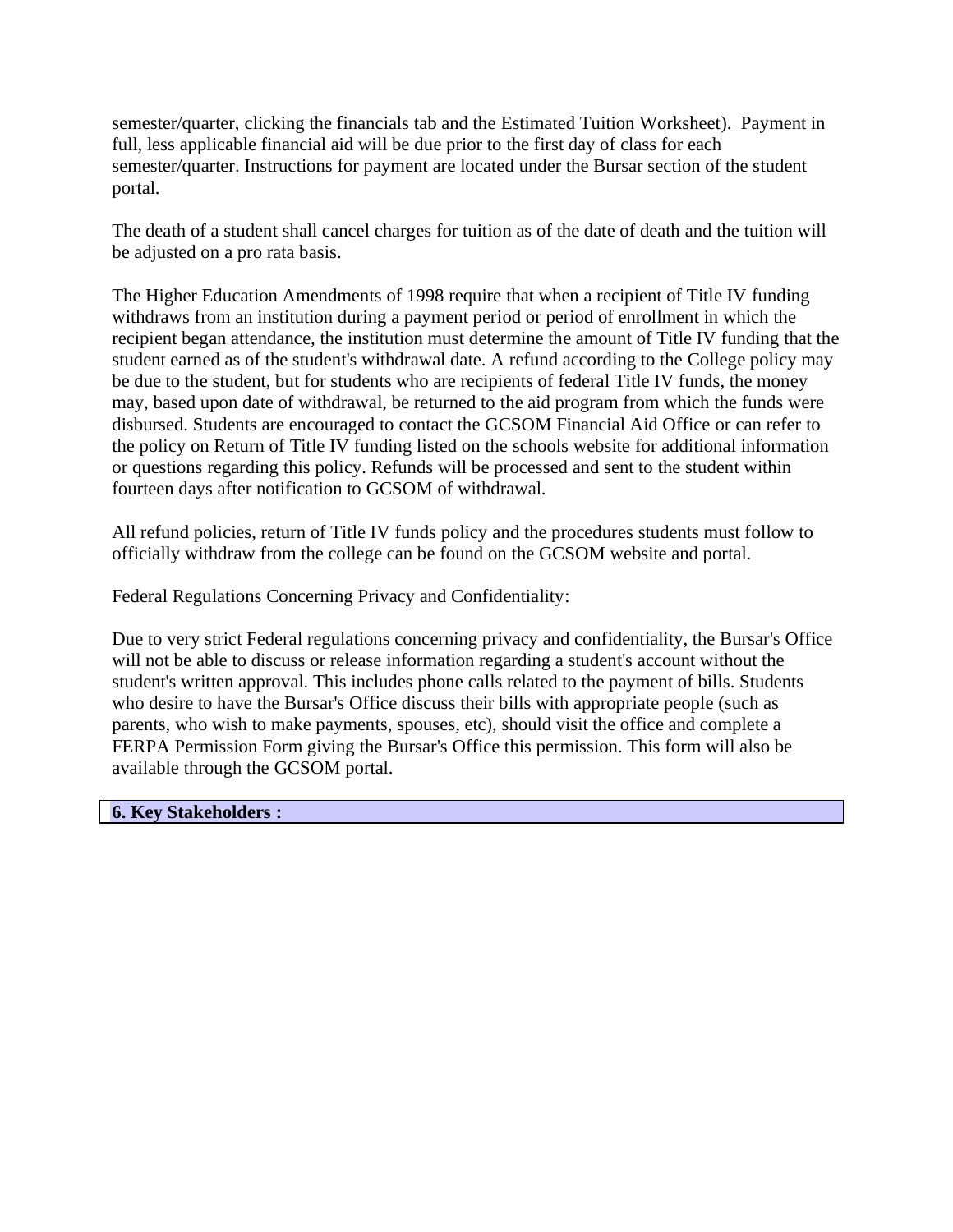semester/quarter, clicking the financials tab and the Estimated Tuition Worksheet). Payment in full, less applicable financial aid will be due prior to the first day of class for each semester/quarter. Instructions for payment are located under the Bursar section of the student portal.

The death of a student shall cancel charges for tuition as of the date of death and the tuition will be adjusted on a pro rata basis.

The Higher Education Amendments of 1998 require that when a recipient of Title IV funding withdraws from an institution during a payment period or period of enrollment in which the recipient began attendance, the institution must determine the amount of Title IV funding that the student earned as of the student's withdrawal date. A refund according to the College policy may be due to the student, but for students who are recipients of federal Title IV funds, the money may, based upon date of withdrawal, be returned to the aid program from which the funds were disbursed. Students are encouraged to contact the GCSOM Financial Aid Office or can refer to the policy on Return of Title IV funding listed on the schools website for additional information or questions regarding this policy. Refunds will be processed and sent to the student within fourteen days after notification to GCSOM of withdrawal.

All refund policies, return of Title IV funds policy and the procedures students must follow to officially withdraw from the college can be found on the GCSOM website and portal.

Federal Regulations Concerning Privacy and Confidentiality:

Due to very strict Federal regulations concerning privacy and confidentiality, the Bursar's Office will not be able to discuss or release information regarding a student's account without the student's written approval. This includes phone calls related to the payment of bills. Students who desire to have the Bursar's Office discuss their bills with appropriate people (such as parents, who wish to make payments, spouses, etc), should visit the office and complete a FERPA Permission Form giving the Bursar's Office this permission. This form will also be available through the GCSOM portal.

## 6. Key Stakeholders :